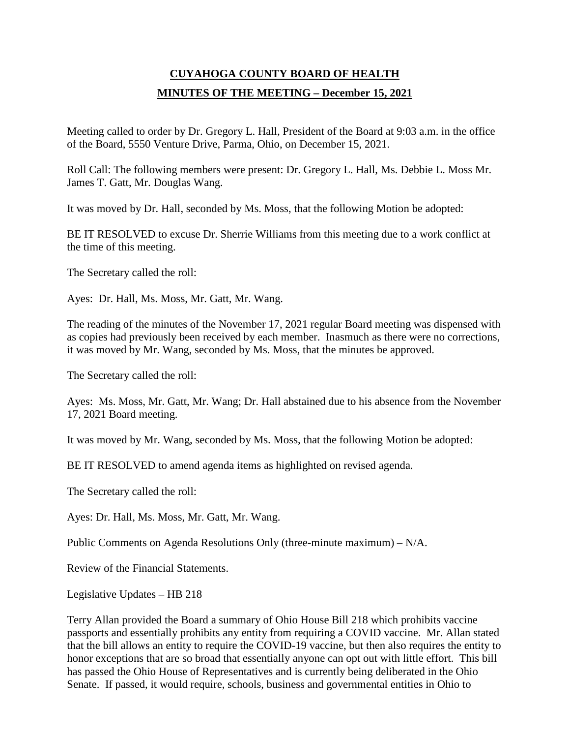# CUYAHOGA COUNTY BOARD OF HEALTH

## MINUTES OF THE MEETING – December 15, 2021

Meeting called to order by Dr. Gregory L. Hall, President of the Board at 9:03 a.m. in the office of the Board, 5550 Venture Drive, Parma, Ohio, on December 15, 2021.

Roll Call: The following members were present: Dr. Gregory L. Hall, Ms. Debbie L. Moss Mr. James T. Gatt, Mr. Douglas Wang.

It was moved by Dr. Hall, seconded by Ms. Moss, that the following Motion be adopted:

BE IT RESOLVED to excuse Dr. Sherrie Williams from this meeting due to a work conflict at the time of this meeting.

The Secretary called the roll:

Ayes: Dr. Hall, Ms. Moss, Mr. Gatt, Mr. Wang.

The reading of the minutes of the November 17, 2021 regular Board meeting was dispensed with as copies had previously been received by each member. Inasmuch as there were no corrections, it was moved by Mr. Wang, seconded by Ms. Moss, that the minutes be approved.

The Secretary called the roll:

Ayes: Ms. Moss, Mr. Gatt, Mr. Wang; Dr. Hall abstained due to his absence from the November 17, 2021 Board meeting.

It was moved by Mr. Wang, seconded by Ms. Moss, that the following Motion be adopted:

BE IT RESOLVED to amend agenda items as highlighted on revised agenda.

The Secretary called the roll:

Ayes: Dr. Hall, Ms. Moss, Mr. Gatt, Mr. Wang.

Public Comments on Agenda Resolutions Only (three-minute maximum) – N/A.

Review of the Financial Statements.

Legislative Updates – HB 218

Terry Allan provided the Board a summary of Ohio House Bill 218 which prohibits vaccine passports and essentially prohibits any entity from requiring a COVID vaccine. Mr. Allan stated that the bill allows an entity to require the COVID-19 vaccine, but then also requires the entity to honor exceptions that are so broad that essentially anyone can opt out with little effort. This bill has passed the Ohio House of Representatives and is currently being deliberated in the Ohio Senate. If passed, it would require, schools, business and governmental entities in Ohio to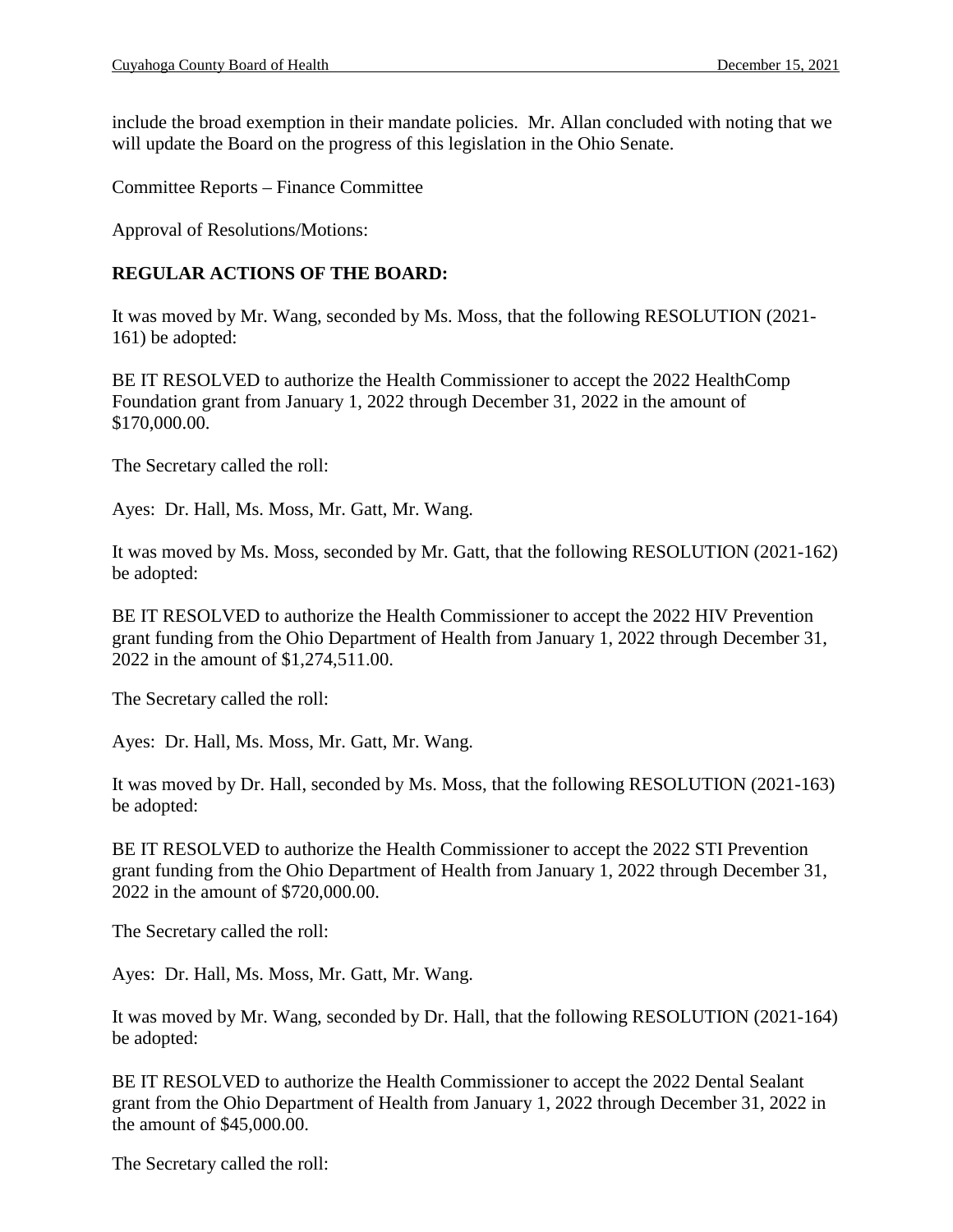include the broad exemption in their mandate policies. Mr. Allan concluded with noting that we will update the Board on the progress of this legislation in the Ohio Senate.

Committee Reports – Finance Committee

Approval of Resolutions/Motions:

**REGULAR ACTIONS OF THE BOARD:**

It was moved by Mr. Wang, seconded by Ms. Moss, that the following RESOLUTION (2021-161) be adopted:

BE IT RESOLVED to authorize the Health Commissioner to accept the 2022 HealthComp Foundation grant from January 1, 2022 through December 31, 2022 in the amount of $170,000.00.

The Secretary called the roll:

Ayes: Dr. Hall, Ms. Moss, Mr. Gatt, Mr. Wang.

It was moved by Ms. Moss, seconded by Mr. Gatt, that the following RESOLUTION (2021-162) be adopted:

BE IT RESOLVED to authorize the Health Commissioner to accept the 2022 HIV Prevention grant funding from the Ohio Department of Health from January 1, 2022 through December 31, 2022 in the amount of $1,274,511.00.

The Secretary called the roll:

Ayes: Dr. Hall, Ms. Moss, Mr. Gatt, Mr. Wang.

It was moved by Dr. Hall, seconded by Ms. Moss, that the following RESOLUTION (2021-163) be adopted:

BE IT RESOLVED to authorize the Health Commissioner to accept the 2022 STI Prevention grant funding from the Ohio Department of Health from January 1, 2022 through December 31, 2022 in the amount of $720,000.00.

The Secretary called the roll:

Ayes: Dr. Hall, Ms. Moss, Mr. Gatt, Mr. Wang.

It was moved by Mr. Wang, seconded by Dr. Hall, that the following RESOLUTION (2021-164) be adopted:

BE IT RESOLVED to authorize the Health Commissioner to accept the 2022 Dental Sealant grant from the Ohio Department of Health from January 1, 2022 through December 31, 2022 in the amount of $45,000.00.

The Secretary called the roll: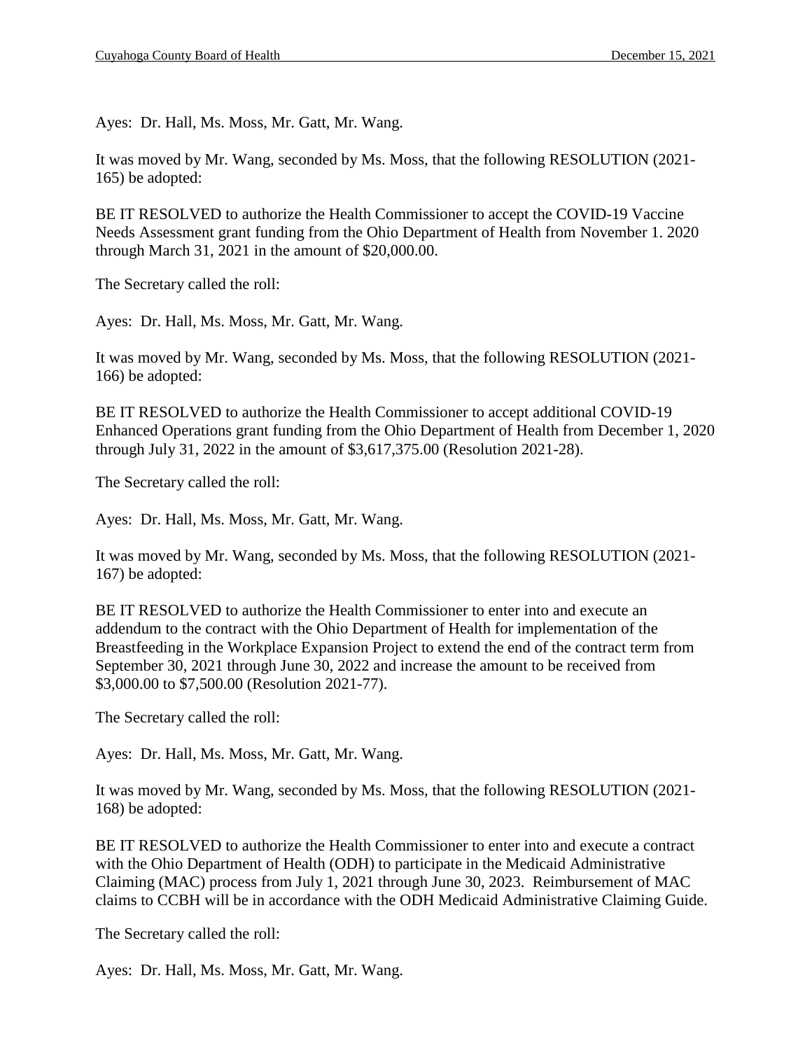Ayes: Dr. Hall, Ms. Moss, Mr. Gatt, Mr. Wang.

It was moved by Mr. Wang, seconded by Ms. Moss, that the following RESOLUTION (2021-165) be adopted:

BE IT RESOLVED to authorize the Health Commissioner to accept the COVID-19 Vaccine Needs Assessment grant funding from the Ohio Department of Health from November 1. 2020 through March 31, 2021 in the amount of $20,000.00.

The Secretary called the roll:

Ayes: Dr. Hall, Ms. Moss, Mr. Gatt, Mr. Wang.

It was moved by Mr. Wang, seconded by Ms. Moss, that the following RESOLUTION (2021-166) be adopted:

BE IT RESOLVED to authorize the Health Commissioner to accept additional COVID-19 Enhanced Operations grant funding from the Ohio Department of Health from December 1, 2020 through July 31, 2022 in the amount of $3,617,375.00 (Resolution 2021-28).

The Secretary called the roll:

Ayes: Dr. Hall, Ms. Moss, Mr. Gatt, Mr. Wang.

It was moved by Mr. Wang, seconded by Ms. Moss, that the following RESOLUTION (2021-167) be adopted:

BE IT RESOLVED to authorize the Health Commissioner to enter into and execute an addendum to the contract with the Ohio Department of Health for implementation of the Breastfeeding in the Workplace Expansion Project to extend the end of the contract term from September 30, 2021 through June 30, 2022 and increase the amount to be received from $3,000.00 to $7,500.00 (Resolution 2021-77).

The Secretary called the roll:

Ayes: Dr. Hall, Ms. Moss, Mr. Gatt, Mr. Wang.

It was moved by Mr. Wang, seconded by Ms. Moss, that the following RESOLUTION (2021-168) be adopted:

BE IT RESOLVED to authorize the Health Commissioner to enter into and execute a contract with the Ohio Department of Health (ODH) to participate in the Medicaid Administrative Claiming (MAC) process from July 1, 2021 through June 30, 2023. Reimbursement of MAC claims to CCBH will be in accordance with the ODH Medicaid Administrative Claiming Guide.

The Secretary called the roll:

Ayes: Dr. Hall, Ms. Moss, Mr. Gatt, Mr. Wang.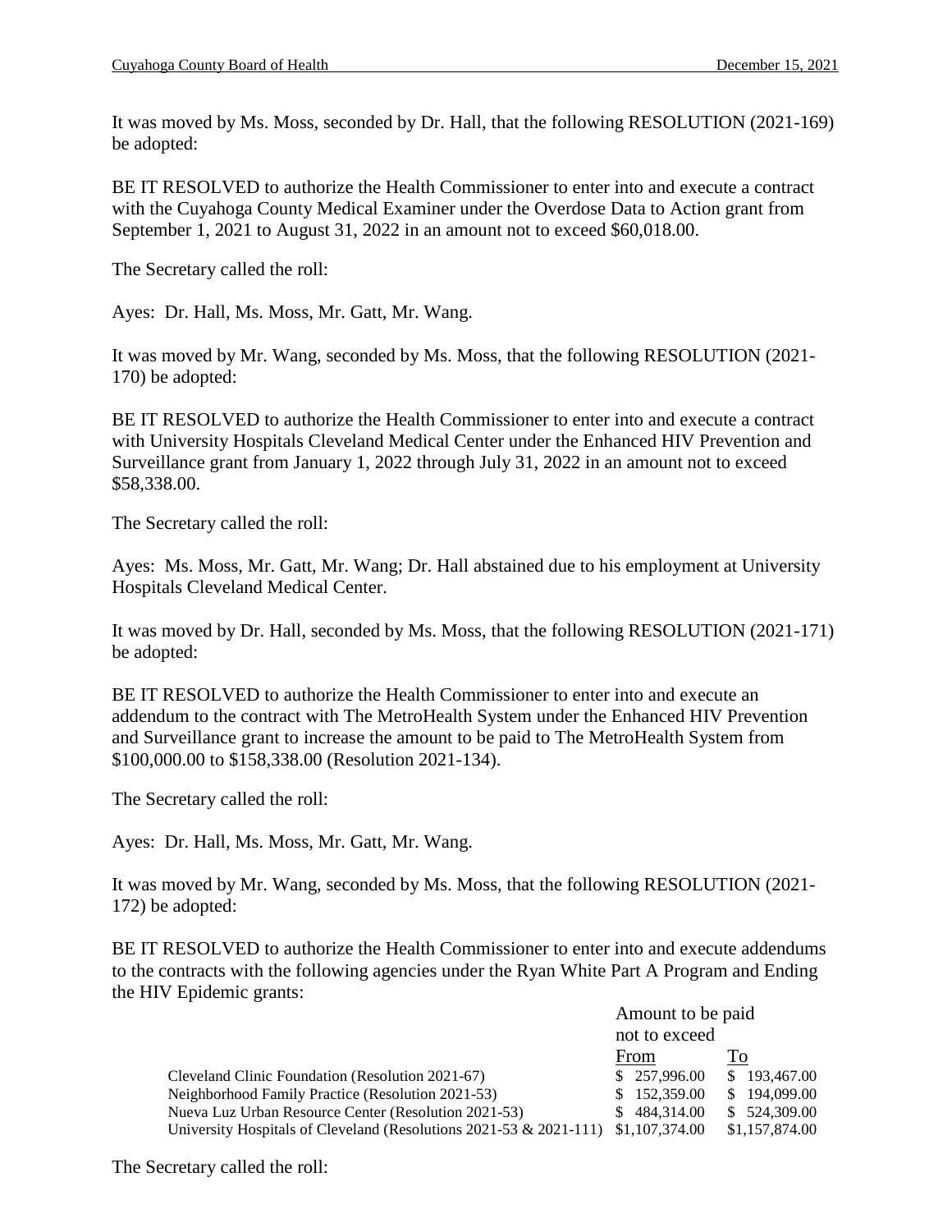It was moved by Ms. Moss, seconded by Dr. Hall, that the following RESOLUTION (2021-169) be adopted:

BE IT RESOLVED to authorize the Health Commissioner to enter into and execute a contract with the Cuyahoga County Medical Examiner under the Overdose Data to Action grant from September 1, 2021 to August 31, 2022 in an amount not to exceed $60,018.00.

The Secretary called the roll:

Ayes: Dr. Hall, Ms. Moss, Mr. Gatt, Mr. Wang.

It was moved by Mr. Wang, seconded by Ms. Moss, that the following RESOLUTION (2021-170) be adopted:

BE IT RESOLVED to authorize the Health Commissioner to enter into and execute a contract with University Hospitals Cleveland Medical Center under the Enhanced HIV Prevention and Surveillance grant from January 1, 2022 through July 31, 2022 in an amount not to exceed $58,338.00.

The Secretary called the roll:

Ayes: Ms. Moss, Mr. Gatt, Mr. Wang; Dr. Hall abstained due to his employment at University Hospitals Cleveland Medical Center.

It was moved by Dr. Hall, seconded by Ms. Moss, that the following RESOLUTION (2021-171) be adopted:

BE IT RESOLVED to authorize the Health Commissioner to enter into and execute an addendum to the contract with The MetroHealth System under the Enhanced HIV Prevention and Surveillance grant to increase the amount to be paid to The MetroHealth System from $100,000.00 to $158,338.00 (Resolution 2021-134).

The Secretary called the roll:

Ayes: Dr. Hall, Ms. Moss, Mr. Gatt, Mr. Wang.

It was moved by Mr. Wang, seconded by Ms. Moss, that the following RESOLUTION (2021-172) be adopted:

BE IT RESOLVED to authorize the Health Commissioner to enter into and execute addendums to the contracts with the following agencies under the Ryan White Part A Program and Ending the HIV Epidemic grants:

| | Amount to be paid not to exceed | |
|---|---|---|
| | From | To |
| Cleveland Clinic Foundation (Resolution 2021-67) | $ 257,996.00 | $ 193,467.00 |
| Neighborhood Family Practice (Resolution 2021-53) | $ 152,359.00 | $ 194,099.00 |
| Nueva Luz Urban Resource Center (Resolution 2021-53) | $ 484,314.00 | $ 524,309.00 |
| University Hospitals of Cleveland (Resolutions 2021-53 & 2021-111) | $1,107,374.00 | $1,157,874.00 |

The Secretary called the roll: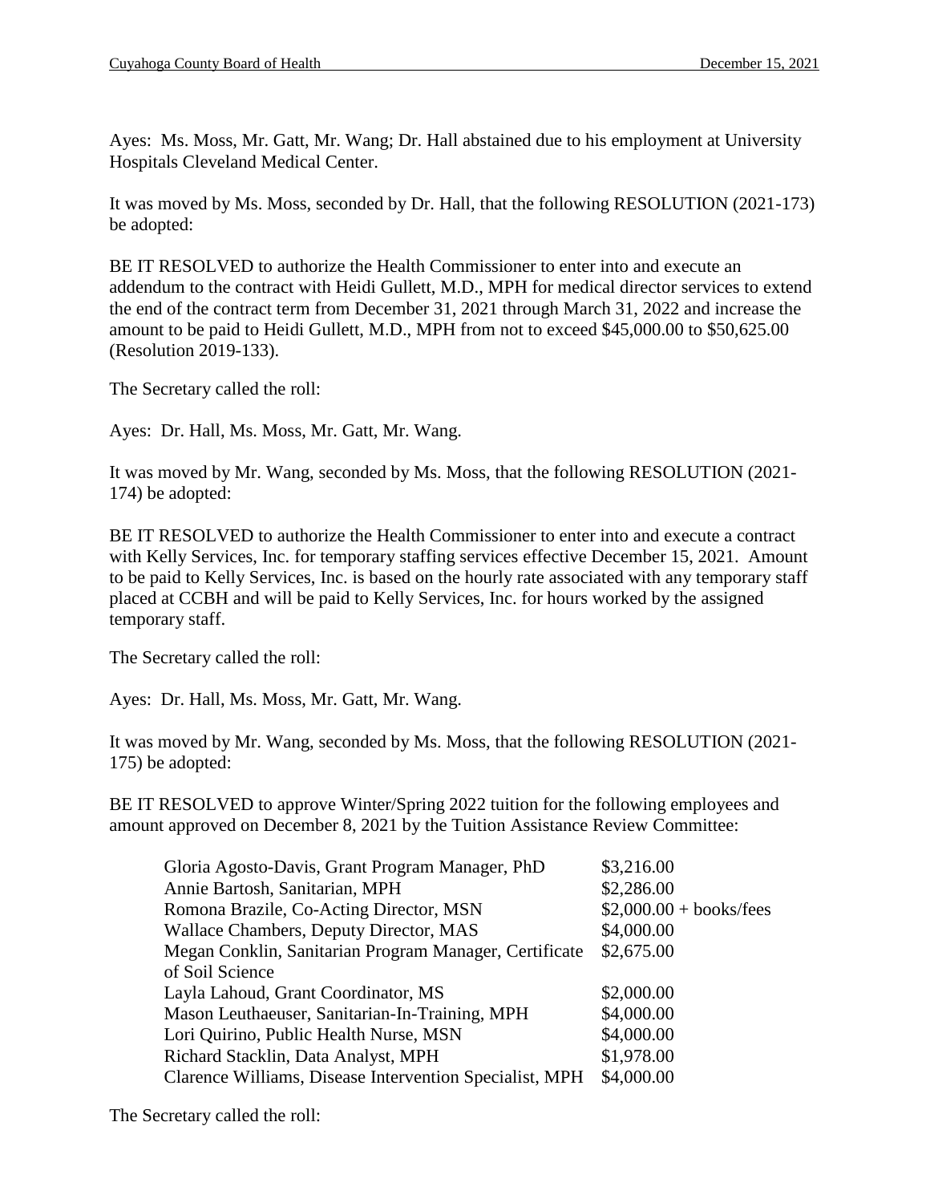Ayes: Ms. Moss, Mr. Gatt, Mr. Wang; Dr. Hall abstained due to his employment at University Hospitals Cleveland Medical Center.

It was moved by Ms. Moss, seconded by Dr. Hall, that the following RESOLUTION (2021-173) be adopted:

BE IT RESOLVED to authorize the Health Commissioner to enter into and execute an addendum to the contract with Heidi Gullett, M.D., MPH for medical director services to extend the end of the contract term from December 31, 2021 through March 31, 2022 and increase the amount to be paid to Heidi Gullett, M.D., MPH from not to exceed $45,000.00 to $50,625.00 (Resolution 2019-133).

The Secretary called the roll:

Ayes: Dr. Hall, Ms. Moss, Mr. Gatt, Mr. Wang.

It was moved by Mr. Wang, seconded by Ms. Moss, that the following RESOLUTION (2021-174) be adopted:

BE IT RESOLVED to authorize the Health Commissioner to enter into and execute a contract with Kelly Services, Inc. for temporary staffing services effective December 15, 2021. Amount to be paid to Kelly Services, Inc. is based on the hourly rate associated with any temporary staff placed at CCBH and will be paid to Kelly Services, Inc. for hours worked by the assigned temporary staff.

The Secretary called the roll:

Ayes: Dr. Hall, Ms. Moss, Mr. Gatt, Mr. Wang.

It was moved by Mr. Wang, seconded by Ms. Moss, that the following RESOLUTION (2021-175) be adopted:

BE IT RESOLVED to approve Winter/Spring 2022 tuition for the following employees and amount approved on December 8, 2021 by the Tuition Assistance Review Committee:

| | |
|---|---|
| Gloria Agosto-Davis, Grant Program Manager, PhD | $3,216.00 |
| Annie Bartosh, Sanitarian, MPH | $2,286.00 |
| Romona Brazile, Co-Acting Director, MSN | $2,000.00 + books/fees |
| Wallace Chambers, Deputy Director, MAS | $4,000.00 |
| Megan Conklin, Sanitarian Program Manager, Certificate of Soil Science | $2,675.00 |
| Layla Lahoud, Grant Coordinator, MS | $2,000.00 |
| Mason Leuthaeuser, Sanitarian-In-Training, MPH | $4,000.00 |
| Lori Quirino, Public Health Nurse, MSN | $4,000.00 |
| Richard Stacklin, Data Analyst, MPH | $1,978.00 |
| Clarence Williams, Disease Intervention Specialist, MPH | $4,000.00 |

The Secretary called the roll: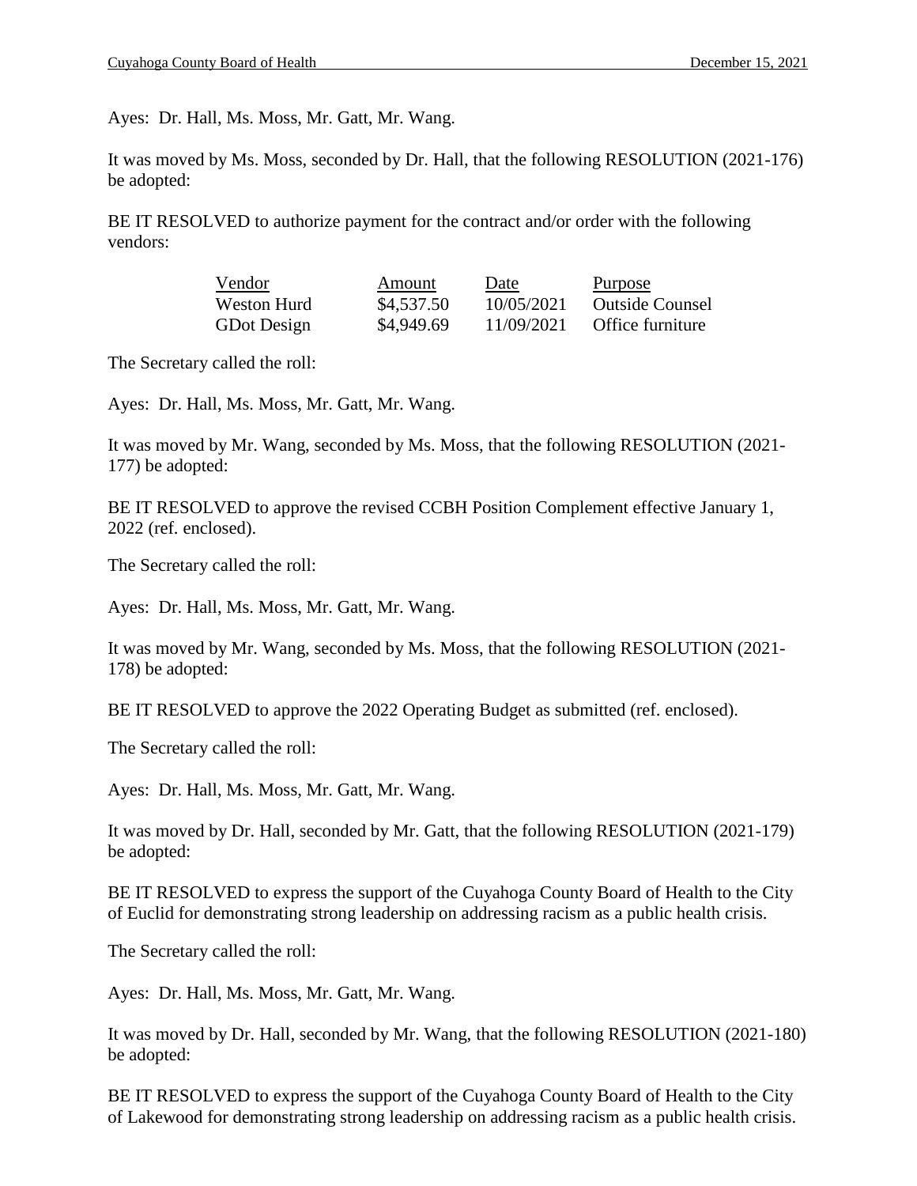Ayes: Dr. Hall, Ms. Moss, Mr. Gatt, Mr. Wang.

It was moved by Ms. Moss, seconded by Dr. Hall, that the following RESOLUTION (2021-176) be adopted:

BE IT RESOLVED to authorize payment for the contract and/or order with the following vendors:

| Vendor | Amount | Date | Purpose |
|---|---|---|---|
| Weston Hurd | $4,537.50 | 10/05/2021 | Outside Counsel |
| GDot Design | $4,949.69 | 11/09/2021 | Office furniture |

The Secretary called the roll:

Ayes: Dr. Hall, Ms. Moss, Mr. Gatt, Mr. Wang.

It was moved by Mr. Wang, seconded by Ms. Moss, that the following RESOLUTION (2021-177) be adopted:

BE IT RESOLVED to approve the revised CCBH Position Complement effective January 1, 2022 (ref. enclosed).

The Secretary called the roll:

Ayes: Dr. Hall, Ms. Moss, Mr. Gatt, Mr. Wang.

It was moved by Mr. Wang, seconded by Ms. Moss, that the following RESOLUTION (2021-178) be adopted:

BE IT RESOLVED to approve the 2022 Operating Budget as submitted (ref. enclosed).

The Secretary called the roll:

Ayes: Dr. Hall, Ms. Moss, Mr. Gatt, Mr. Wang.

It was moved by Dr. Hall, seconded by Mr. Gatt, that the following RESOLUTION (2021-179) be adopted:

BE IT RESOLVED to express the support of the Cuyahoga County Board of Health to the City of Euclid for demonstrating strong leadership on addressing racism as a public health crisis.

The Secretary called the roll:

Ayes: Dr. Hall, Ms. Moss, Mr. Gatt, Mr. Wang.

It was moved by Dr. Hall, seconded by Mr. Wang, that the following RESOLUTION (2021-180) be adopted:

BE IT RESOLVED to express the support of the Cuyahoga County Board of Health to the City of Lakewood for demonstrating strong leadership on addressing racism as a public health crisis.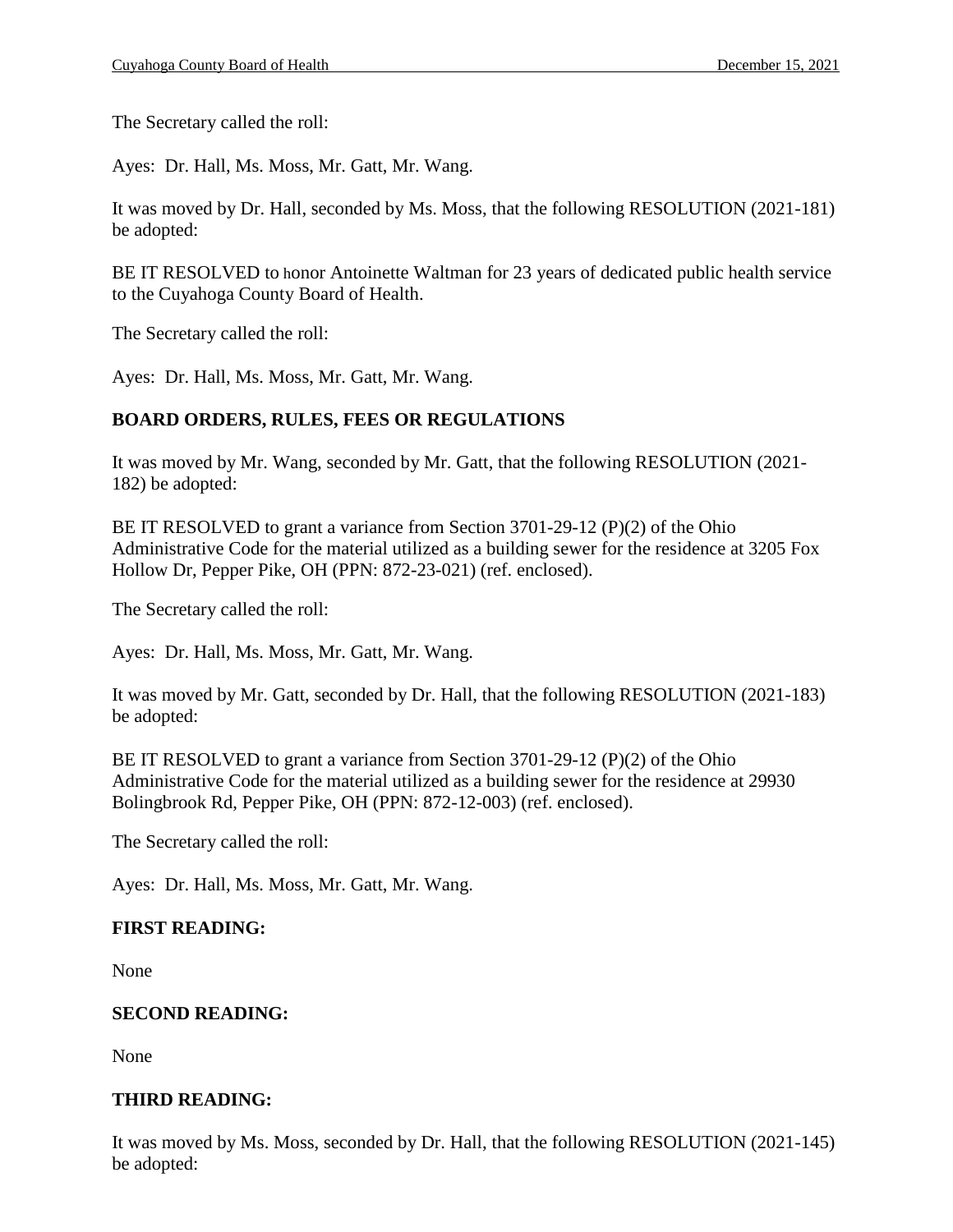The Secretary called the roll:

Ayes: Dr. Hall, Ms. Moss, Mr. Gatt, Mr. Wang.

It was moved by Dr. Hall, seconded by Ms. Moss, that the following RESOLUTION (2021-181) be adopted:

BE IT RESOLVED to honor Antoinette Waltman for 23 years of dedicated public health service to the Cuyahoga County Board of Health.

The Secretary called the roll:

Ayes: Dr. Hall, Ms. Moss, Mr. Gatt, Mr. Wang.

**BOARD ORDERS, RULES, FEES OR REGULATIONS**

It was moved by Mr. Wang, seconded by Mr. Gatt, that the following RESOLUTION (2021-182) be adopted:

BE IT RESOLVED to grant a variance from Section 3701-29-12 (P)(2) of the Ohio Administrative Code for the material utilized as a building sewer for the residence at 3205 Fox Hollow Dr, Pepper Pike, OH (PPN: 872-23-021) (ref. enclosed).

The Secretary called the roll:

Ayes: Dr. Hall, Ms. Moss, Mr. Gatt, Mr. Wang.

It was moved by Mr. Gatt, seconded by Dr. Hall, that the following RESOLUTION (2021-183) be adopted:

BE IT RESOLVED to grant a variance from Section 3701-29-12 (P)(2) of the Ohio Administrative Code for the material utilized as a building sewer for the residence at 29930 Bolingbrook Rd, Pepper Pike, OH (PPN: 872-12-003) (ref. enclosed).

The Secretary called the roll:

Ayes: Dr. Hall, Ms. Moss, Mr. Gatt, Mr. Wang.

**FIRST READING:**

None

**SECOND READING:**

None

**THIRD READING:**

It was moved by Ms. Moss, seconded by Dr. Hall, that the following RESOLUTION (2021-145) be adopted: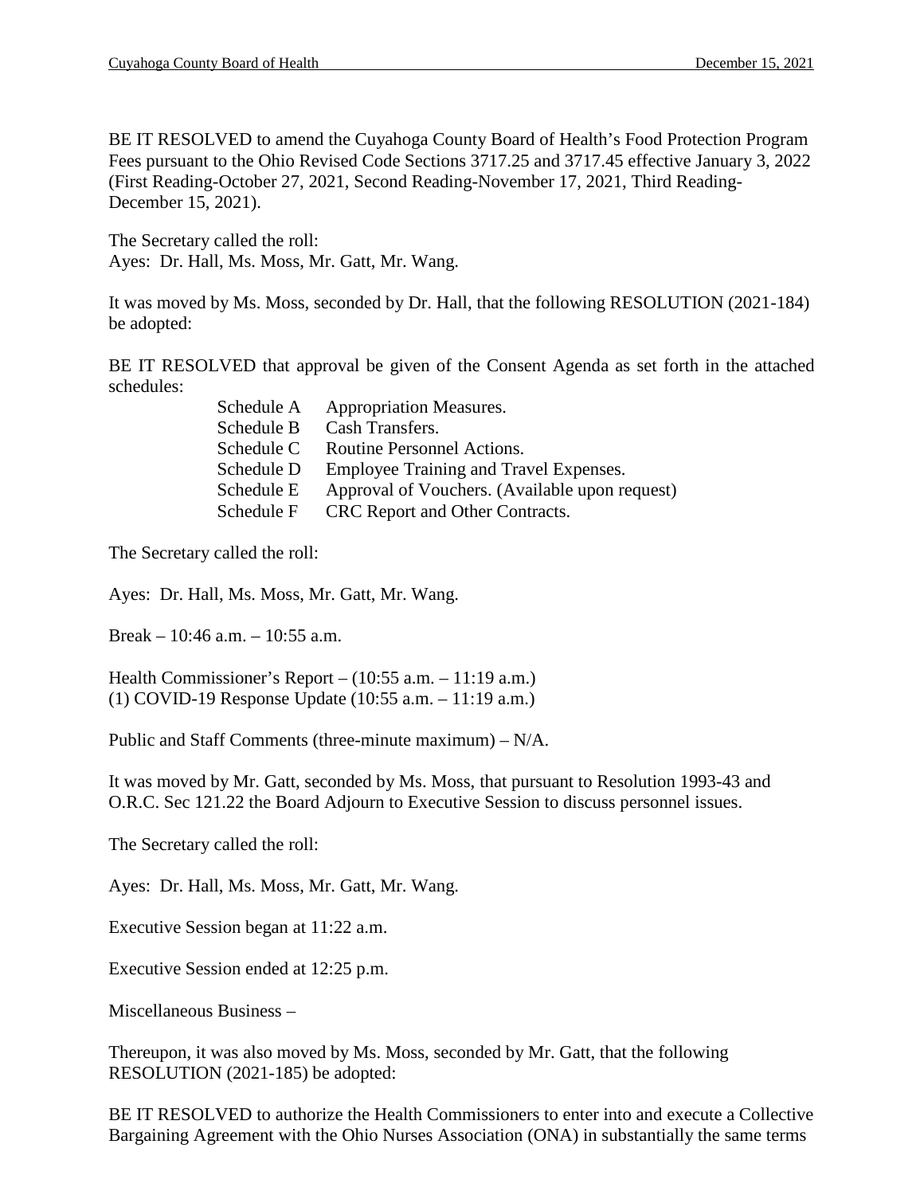BE IT RESOLVED to amend the Cuyahoga County Board of Health's Food Protection Program Fees pursuant to the Ohio Revised Code Sections 3717.25 and 3717.45 effective January 3, 2022 (First Reading-October 27, 2021, Second Reading-November 17, 2021, Third Reading-December 15, 2021).

The Secretary called the roll:
Ayes: Dr. Hall, Ms. Moss, Mr. Gatt, Mr. Wang.

It was moved by Ms. Moss, seconded by Dr. Hall, that the following RESOLUTION (2021-184) be adopted:

BE IT RESOLVED that approval be given of the Consent Agenda as set forth in the attached schedules:

- Schedule A Appropriation Measures.
- Schedule B Cash Transfers.
- Schedule C Routine Personnel Actions.
- Schedule D Employee Training and Travel Expenses.
- Schedule E Approval of Vouchers. (Available upon request)
- Schedule F CRC Report and Other Contracts.

The Secretary called the roll:

Ayes: Dr. Hall, Ms. Moss, Mr. Gatt, Mr. Wang.

Break – 10:46 a.m. – 10:55 a.m.

Health Commissioner's Report – (10:55 a.m. – 11:19 a.m.)
(1) COVID-19 Response Update (10:55 a.m. – 11:19 a.m.)

Public and Staff Comments (three-minute maximum) – N/A.

It was moved by Mr. Gatt, seconded by Ms. Moss, that pursuant to Resolution 1993-43 and O.R.C. Sec 121.22 the Board Adjourn to Executive Session to discuss personnel issues.

The Secretary called the roll:

Ayes: Dr. Hall, Ms. Moss, Mr. Gatt, Mr. Wang.

Executive Session began at 11:22 a.m.

Executive Session ended at 12:25 p.m.

Miscellaneous Business –

Thereupon, it was also moved by Ms. Moss, seconded by Mr. Gatt, that the following RESOLUTION (2021-185) be adopted:

BE IT RESOLVED to authorize the Health Commissioners to enter into and execute a Collective Bargaining Agreement with the Ohio Nurses Association (ONA) in substantially the same terms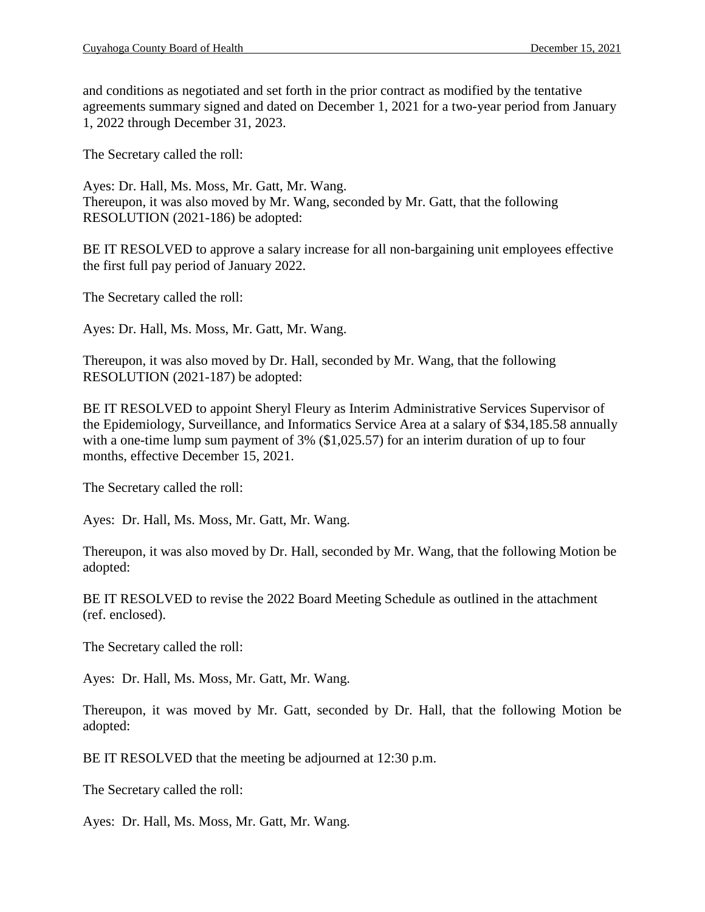and conditions as negotiated and set forth in the prior contract as modified by the tentative agreements summary signed and dated on December 1, 2021 for a two-year period from January 1, 2022 through December 31, 2023.

The Secretary called the roll:

Ayes: Dr. Hall, Ms. Moss, Mr. Gatt, Mr. Wang.
Thereupon, it was also moved by Mr. Wang, seconded by Mr. Gatt, that the following RESOLUTION (2021-186) be adopted:

BE IT RESOLVED to approve a salary increase for all non-bargaining unit employees effective the first full pay period of January 2022.

The Secretary called the roll:

Ayes: Dr. Hall, Ms. Moss, Mr. Gatt, Mr. Wang.

Thereupon, it was also moved by Dr. Hall, seconded by Mr. Wang, that the following RESOLUTION (2021-187) be adopted:

BE IT RESOLVED to appoint Sheryl Fleury as Interim Administrative Services Supervisor of the Epidemiology, Surveillance, and Informatics Service Area at a salary of $34,185.58 annually with a one-time lump sum payment of 3% ($1,025.57) for an interim duration of up to four months, effective December 15, 2021.

The Secretary called the roll:

Ayes: Dr. Hall, Ms. Moss, Mr. Gatt, Mr. Wang.

Thereupon, it was also moved by Dr. Hall, seconded by Mr. Wang, that the following Motion be adopted:

BE IT RESOLVED to revise the 2022 Board Meeting Schedule as outlined in the attachment (ref. enclosed).

The Secretary called the roll:

Ayes: Dr. Hall, Ms. Moss, Mr. Gatt, Mr. Wang.

Thereupon, it was moved by Mr. Gatt, seconded by Dr. Hall, that the following Motion be adopted:

BE IT RESOLVED that the meeting be adjourned at 12:30 p.m.

The Secretary called the roll:

Ayes: Dr. Hall, Ms. Moss, Mr. Gatt, Mr. Wang.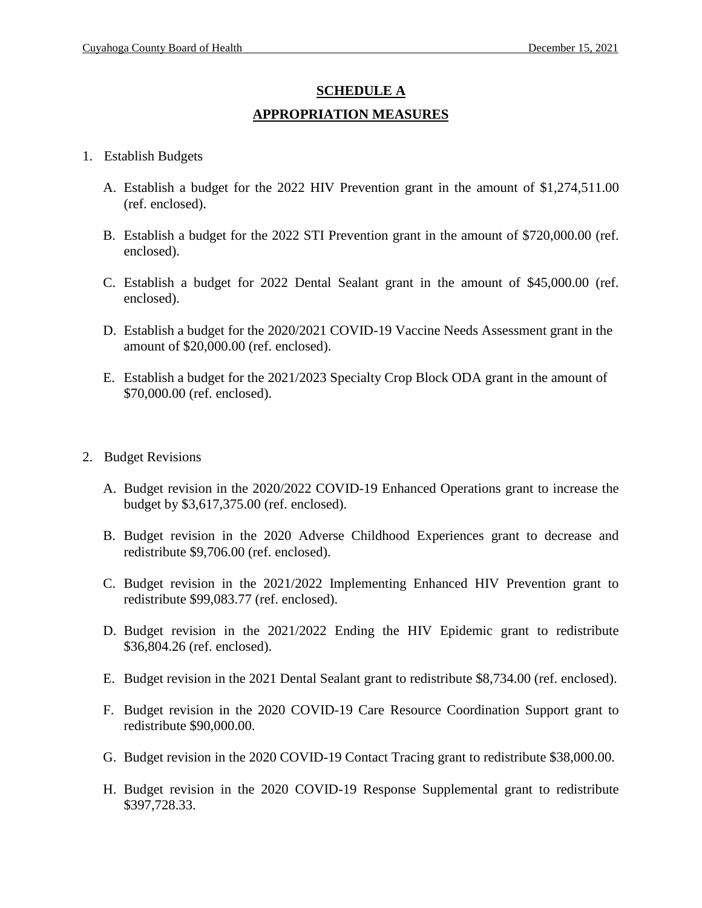## SCHEDULE A

## APPROPRIATION MEASURES

1. Establish Budgets

   A. Establish a budget for the 2022 HIV Prevention grant in the amount of $1,274,511.00 (ref. enclosed).

   B. Establish a budget for the 2022 STI Prevention grant in the amount of $720,000.00 (ref. enclosed).

   C. Establish a budget for 2022 Dental Sealant grant in the amount of $45,000.00 (ref. enclosed).

   D. Establish a budget for the 2020/2021 COVID-19 Vaccine Needs Assessment grant in the amount of $20,000.00 (ref. enclosed).

   E. Establish a budget for the 2021/2023 Specialty Crop Block ODA grant in the amount of $70,000.00 (ref. enclosed).

2. Budget Revisions

   A. Budget revision in the 2020/2022 COVID-19 Enhanced Operations grant to increase the budget by $3,617,375.00 (ref. enclosed).

   B. Budget revision in the 2020 Adverse Childhood Experiences grant to decrease and redistribute $9,706.00 (ref. enclosed).

   C. Budget revision in the 2021/2022 Implementing Enhanced HIV Prevention grant to redistribute $99,083.77 (ref. enclosed).

   D. Budget revision in the 2021/2022 Ending the HIV Epidemic grant to redistribute $36,804.26 (ref. enclosed).

   E. Budget revision in the 2021 Dental Sealant grant to redistribute $8,734.00 (ref. enclosed).

   F. Budget revision in the 2020 COVID-19 Care Resource Coordination Support grant to redistribute $90,000.00.

   G. Budget revision in the 2020 COVID-19 Contact Tracing grant to redistribute $38,000.00.

   H. Budget revision in the 2020 COVID-19 Response Supplemental grant to redistribute $397,728.33.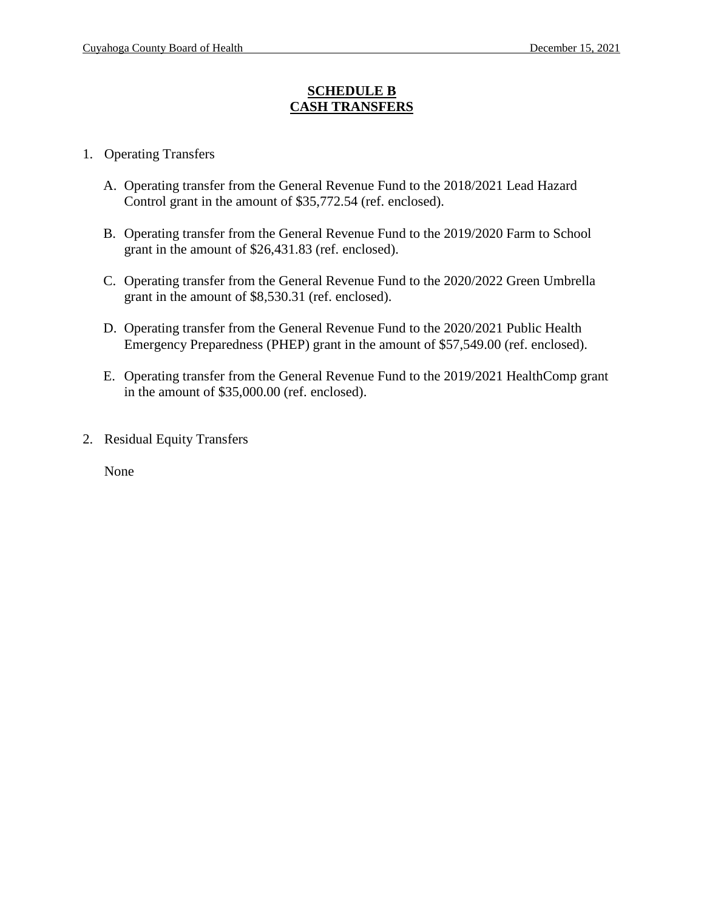## SCHEDULE B
## CASH TRANSFERS

1. Operating Transfers

   A. Operating transfer from the General Revenue Fund to the 2018/2021 Lead Hazard Control grant in the amount of $35,772.54 (ref. enclosed).

   B. Operating transfer from the General Revenue Fund to the 2019/2020 Farm to School grant in the amount of $26,431.83 (ref. enclosed).

   C. Operating transfer from the General Revenue Fund to the 2020/2022 Green Umbrella grant in the amount of $8,530.31 (ref. enclosed).

   D. Operating transfer from the General Revenue Fund to the 2020/2021 Public Health Emergency Preparedness (PHEP) grant in the amount of $57,549.00 (ref. enclosed).

   E. Operating transfer from the General Revenue Fund to the 2019/2021 HealthComp grant in the amount of $35,000.00 (ref. enclosed).

2. Residual Equity Transfers

   None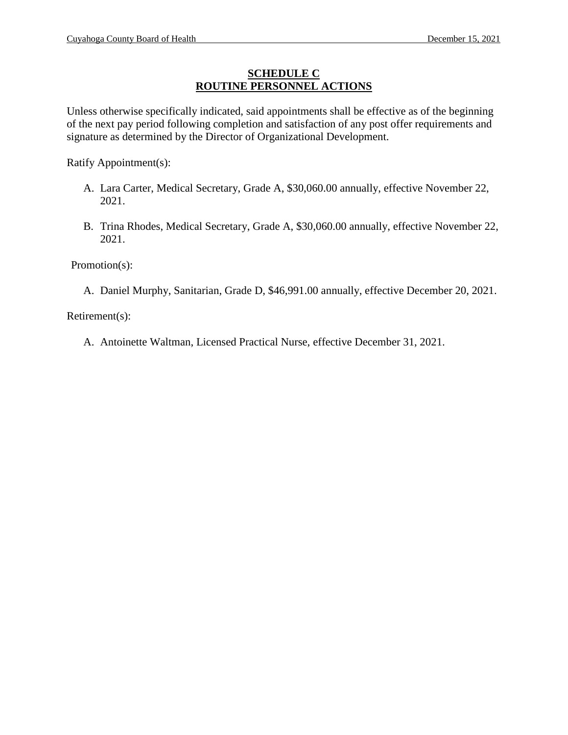## SCHEDULE C
## ROUTINE PERSONNEL ACTIONS

Unless otherwise specifically indicated, said appointments shall be effective as of the beginning of the next pay period following completion and satisfaction of any post offer requirements and signature as determined by the Director of Organizational Development.

Ratify Appointment(s):

A. Lara Carter, Medical Secretary, Grade A, $30,060.00 annually, effective November 22, 2021.

B. Trina Rhodes, Medical Secretary, Grade A, $30,060.00 annually, effective November 22, 2021.

Promotion(s):

A. Daniel Murphy, Sanitarian, Grade D, $46,991.00 annually, effective December 20, 2021.

Retirement(s):

A. Antoinette Waltman, Licensed Practical Nurse, effective December 31, 2021.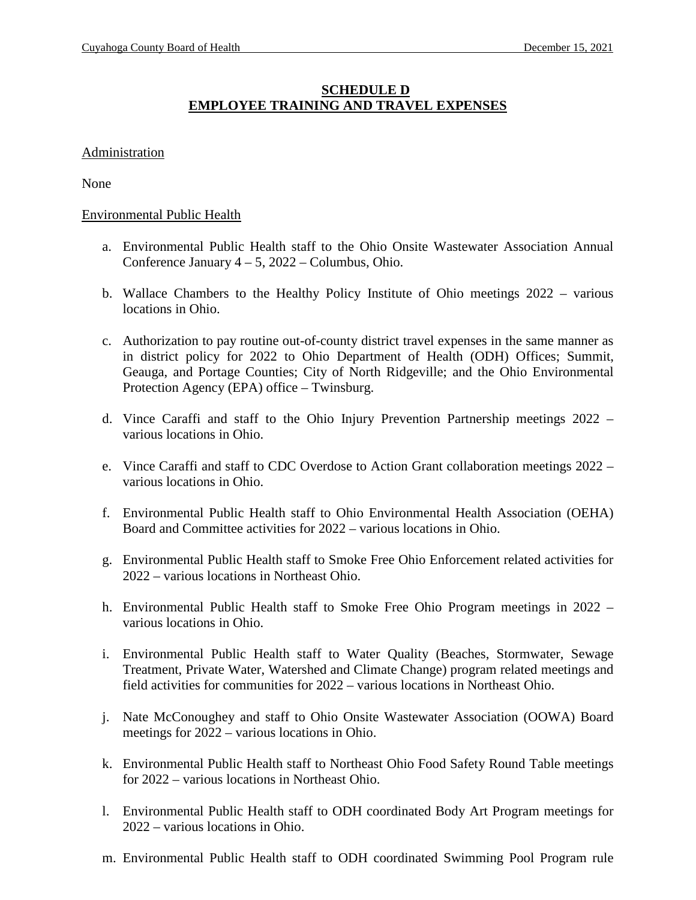## SCHEDULE D
## EMPLOYEE TRAINING AND TRAVEL EXPENSES

Administration

None

Environmental Public Health

a. Environmental Public Health staff to the Ohio Onsite Wastewater Association Annual Conference January 4 – 5, 2022 – Columbus, Ohio.

b. Wallace Chambers to the Healthy Policy Institute of Ohio meetings 2022 – various locations in Ohio.

c. Authorization to pay routine out-of-county district travel expenses in the same manner as in district policy for 2022 to Ohio Department of Health (ODH) Offices; Summit, Geauga, and Portage Counties; City of North Ridgeville; and the Ohio Environmental Protection Agency (EPA) office – Twinsburg.

d. Vince Caraffi and staff to the Ohio Injury Prevention Partnership meetings 2022 – various locations in Ohio.

e. Vince Caraffi and staff to CDC Overdose to Action Grant collaboration meetings 2022 – various locations in Ohio.

f. Environmental Public Health staff to Ohio Environmental Health Association (OEHA) Board and Committee activities for 2022 – various locations in Ohio.

g. Environmental Public Health staff to Smoke Free Ohio Enforcement related activities for 2022 – various locations in Northeast Ohio.

h. Environmental Public Health staff to Smoke Free Ohio Program meetings in 2022 – various locations in Ohio.

i. Environmental Public Health staff to Water Quality (Beaches, Stormwater, Sewage Treatment, Private Water, Watershed and Climate Change) program related meetings and field activities for communities for 2022 – various locations in Northeast Ohio.

j. Nate McConoughey and staff to Ohio Onsite Wastewater Association (OOWA) Board meetings for 2022 – various locations in Ohio.

k. Environmental Public Health staff to Northeast Ohio Food Safety Round Table meetings for 2022 – various locations in Northeast Ohio.

l. Environmental Public Health staff to ODH coordinated Body Art Program meetings for 2022 – various locations in Ohio.

m. Environmental Public Health staff to ODH coordinated Swimming Pool Program rule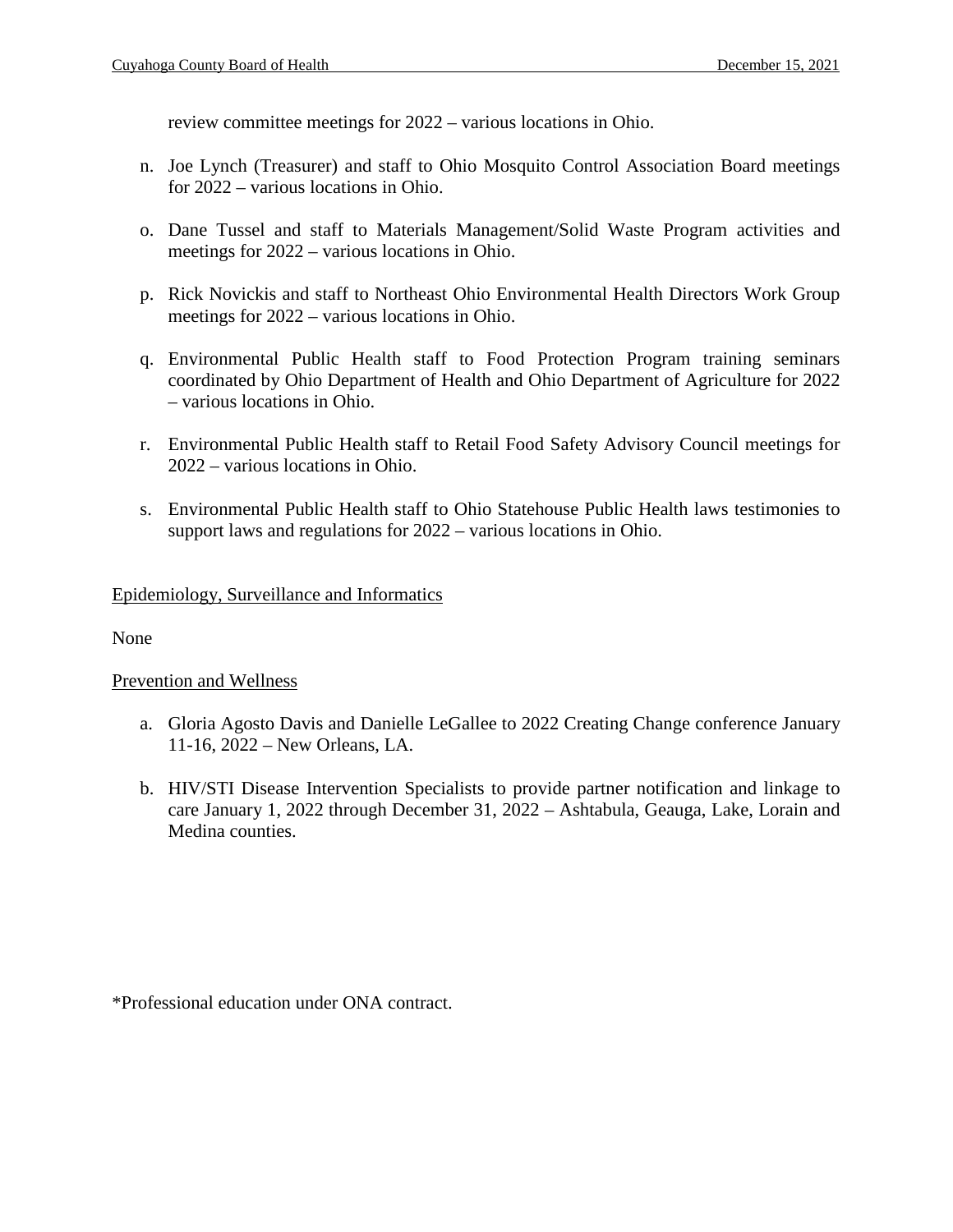review committee meetings for 2022 – various locations in Ohio.

n. Joe Lynch (Treasurer) and staff to Ohio Mosquito Control Association Board meetings for 2022 – various locations in Ohio.

o. Dane Tussel and staff to Materials Management/Solid Waste Program activities and meetings for 2022 – various locations in Ohio.

p. Rick Novickis and staff to Northeast Ohio Environmental Health Directors Work Group meetings for 2022 – various locations in Ohio.

q. Environmental Public Health staff to Food Protection Program training seminars coordinated by Ohio Department of Health and Ohio Department of Agriculture for 2022 – various locations in Ohio.

r. Environmental Public Health staff to Retail Food Safety Advisory Council meetings for 2022 – various locations in Ohio.

s. Environmental Public Health staff to Ohio Statehouse Public Health laws testimonies to support laws and regulations for 2022 – various locations in Ohio.

<u>Epidemiology, Surveillance and Informatics</u>

None

<u>Prevention and Wellness</u>

a. Gloria Agosto Davis and Danielle LeGallee to 2022 Creating Change conference January 11-16, 2022 – New Orleans, LA.

b. HIV/STI Disease Intervention Specialists to provide partner notification and linkage to care January 1, 2022 through December 31, 2022 – Ashtabula, Geauga, Lake, Lorain and Medina counties.

*Professional education under ONA contract.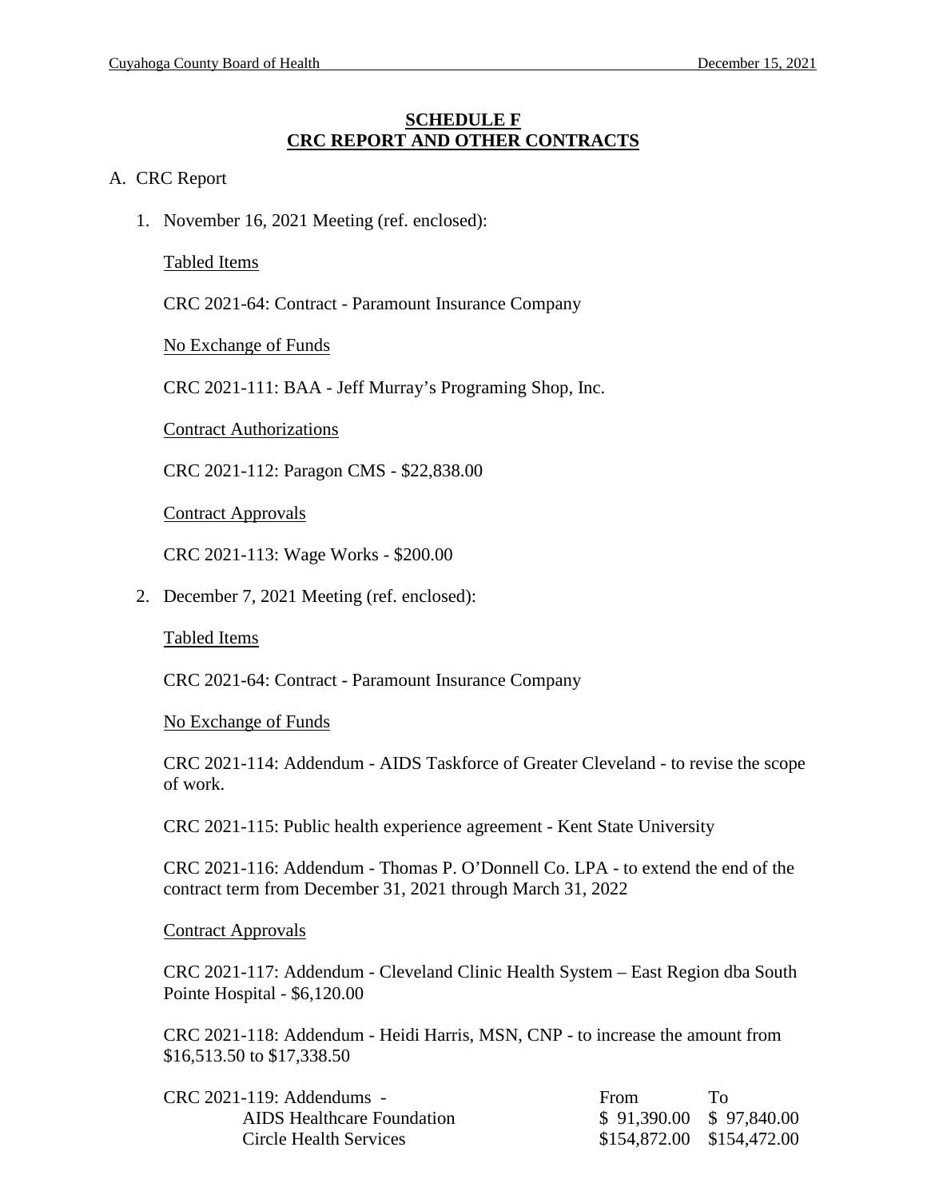## SCHEDULE F
## CRC REPORT AND OTHER CONTRACTS

A. CRC Report

1. November 16, 2021 Meeting (ref. enclosed):

   Tabled Items

   CRC 2021-64: Contract - Paramount Insurance Company

   No Exchange of Funds

   CRC 2021-111: BAA - Jeff Murray's Programing Shop, Inc.

   Contract Authorizations

   CRC 2021-112: Paragon CMS - $22,838.00

   Contract Approvals

   CRC 2021-113: Wage Works - $200.00

2. December 7, 2021 Meeting (ref. enclosed):

   Tabled Items

   CRC 2021-64: Contract - Paramount Insurance Company

   No Exchange of Funds

   CRC 2021-114: Addendum - AIDS Taskforce of Greater Cleveland - to revise the scope of work.

   CRC 2021-115: Public health experience agreement - Kent State University

   CRC 2021-116: Addendum - Thomas P. O'Donnell Co. LPA - to extend the end of the contract term from December 31, 2021 through March 31, 2022

   Contract Approvals

   CRC 2021-117: Addendum - Cleveland Clinic Health System – East Region dba South Pointe Hospital - $6,120.00

   CRC 2021-118: Addendum - Heidi Harris, MSN, CNP - to increase the amount from $16,513.50 to $17,338.50

   | CRC 2021-119: Addendums - | From | To |
   |---|---|---|
   | AIDS Healthcare Foundation | $ 91,390.00 | $ 97,840.00 |
   | Circle Health Services | $154,872.00 | $154,472.00 |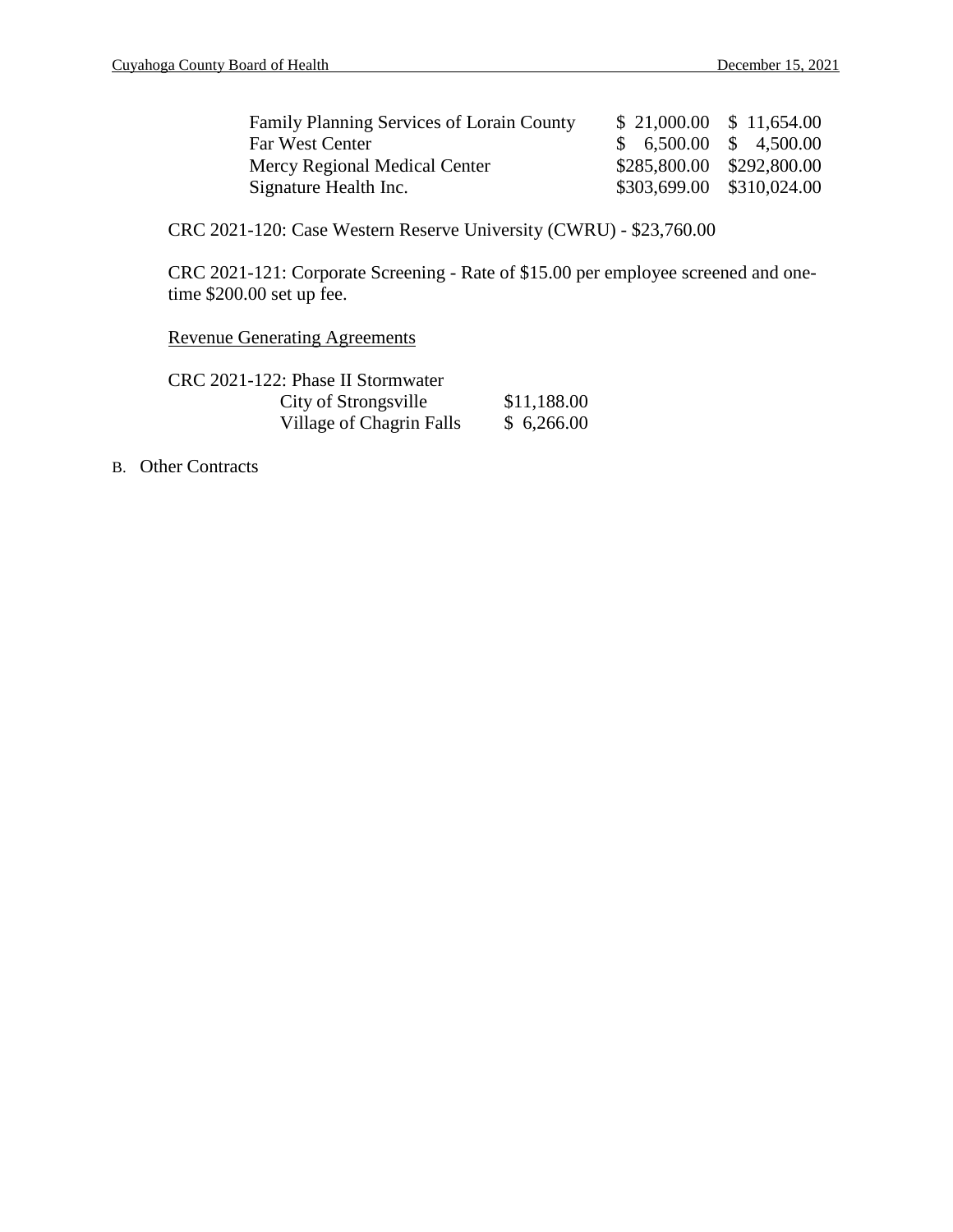| | | |
|---|---|---|
| Family Planning Services of Lorain County | $ 21,000.00 | $ 11,654.00 |
| Far West Center | $ 6,500.00 | $ 4,500.00 |
| Mercy Regional Medical Center | $285,800.00 | $292,800.00 |
| Signature Health Inc. | $303,699.00 | $310,024.00 |

CRC 2021-120: Case Western Reserve University (CWRU) - $23,760.00

CRC 2021-121: Corporate Screening - Rate of $15.00 per employee screened and one-time $200.00 set up fee.

<u>Revenue Generating Agreements</u>

CRC 2021-122: Phase II Stormwater

| | |
|---|---|
| City of Strongsville | $11,188.00 |
| Village of Chagrin Falls | $ 6,266.00 |

B. Other Contracts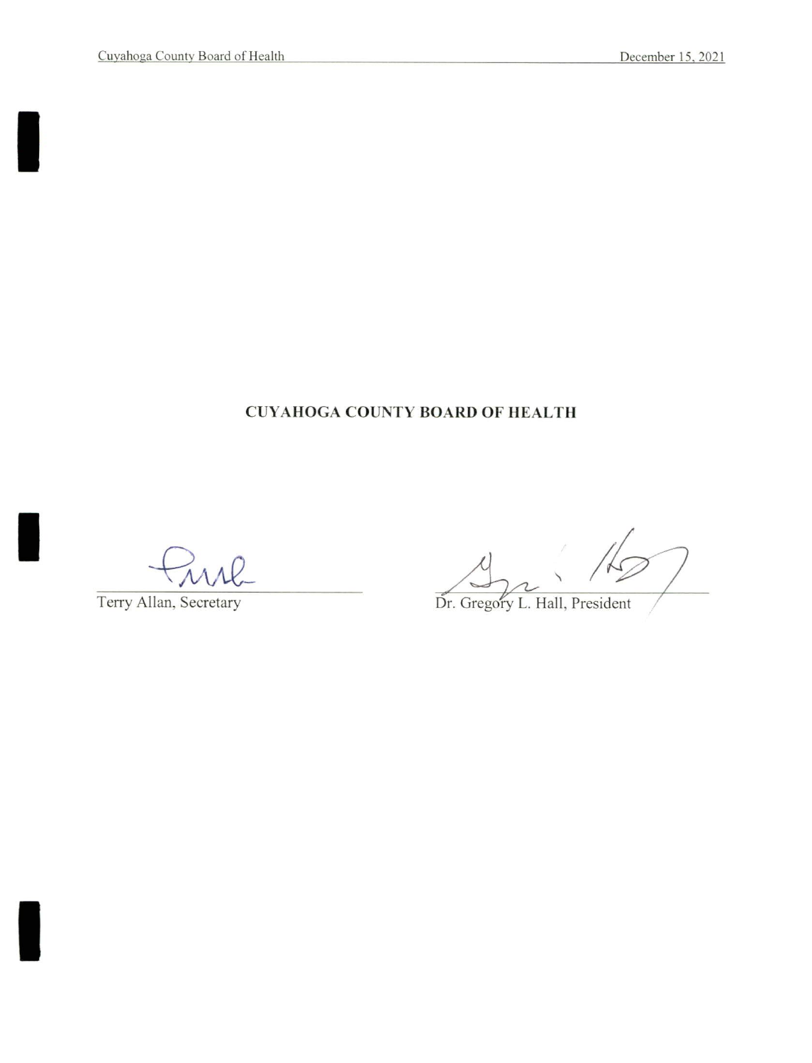**CUYAHOGA COUNTY BOARD OF HEALTH**

Terry Allan, Secretary

Dr. Gregory L. Hall, President